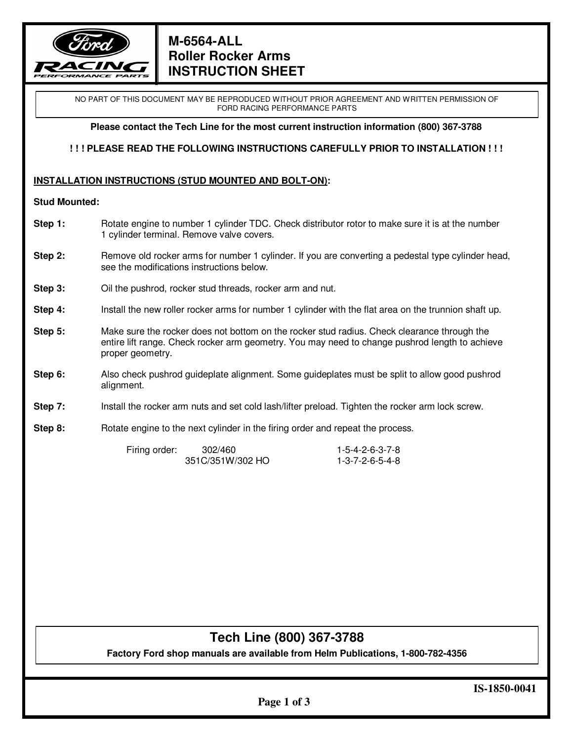# M-6564-ALL
# Roller Rocker Arms
# INSTRUCTION SHEET

NO PART OF THIS DOCUMENT MAY BE REPRODUCED WITHOUT PRIOR AGREEMENT AND WRITTEN PERMISSION OF FORD RACING PERFORMANCE PARTS

**Please contact the Tech Line for the most current instruction information (800) 367-3788**

**! ! ! PLEASE READ THE FOLLOWING INSTRUCTIONS CAREFULLY PRIOR TO INSTALLATION ! ! !**

**INSTALLATION INSTRUCTIONS (STUD MOUNTED AND BOLT-ON):**

**Stud Mounted:**

**Step 1:** Rotate engine to number 1 cylinder TDC. Check distributor rotor to make sure it is at the number 1 cylinder terminal. Remove valve covers.

**Step 2:** Remove old rocker arms for number 1 cylinder. If you are converting a pedestal type cylinder head, see the modifications instructions below.

**Step 3:** Oil the pushrod, rocker stud threads, rocker arm and nut.

**Step 4:** Install the new roller rocker arms for number 1 cylinder with the flat area on the trunnion shaft up.

**Step 5:** Make sure the rocker does not bottom on the rocker stud radius. Check clearance through the entire lift range. Check rocker arm geometry. You may need to change pushrod length to achieve proper geometry.

**Step 6:** Also check pushrod guideplate alignment. Some guideplates must be split to allow good pushrod alignment.

**Step 7:** Install the rocker arm nuts and set cold lash/lifter preload. Tighten the rocker arm lock screw.

**Step 8:** Rotate engine to the next cylinder in the firing order and repeat the process.

| Firing order: | |
|---|---|
| 302/460 | 1-5-4-2-6-3-7-8 |
| 351C/351W/302 HO | 1-3-7-2-6-5-4-8 |

## Tech Line (800) 367-3788

**Factory Ford shop manuals are available from Helm Publications, 1-800-782-4356**

**IS-1850-0041**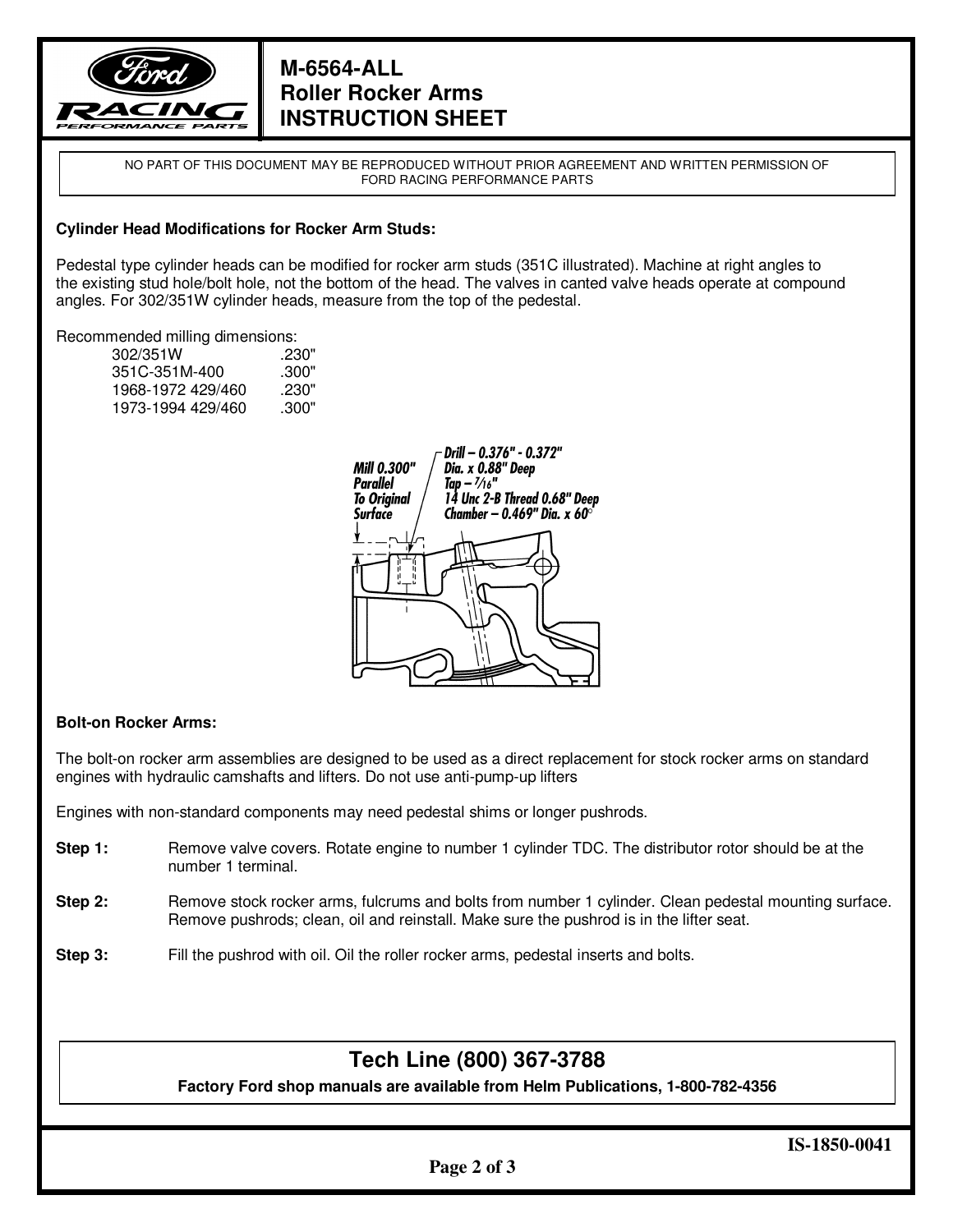# M-6564-ALL
# Roller Rocker Arms
# INSTRUCTION SHEET

NO PART OF THIS DOCUMENT MAY BE REPRODUCED WITHOUT PRIOR AGREEMENT AND WRITTEN PERMISSION OF FORD RACING PERFORMANCE PARTS

**Cylinder Head Modifications for Rocker Arm Studs:**

Pedestal type cylinder heads can be modified for rocker arm studs (351C illustrated). Machine at right angles to the existing stud hole/bolt hole, not the bottom of the head. The valves in canted valve heads operate at compound angles. For 302/351W cylinder heads, measure from the top of the pedestal.

Recommended milling dimensions:

| | |
|---|---|
| 302/351W | .230" |
| 351C-351M-400 | .300" |
| 1968-1972 429/460 | .230" |
| 1973-1994 429/460 | .300" |

Mill 0.300" Parallel To Original Surface

Drill – 0.376" - 0.372" Dia. x 0.88" Deep
Tap – 7/16" 14 Unc 2-B Thread 0.68" Deep
Chamber – 0.469" Dia. x 60°

**Bolt-on Rocker Arms:**

The bolt-on rocker arm assemblies are designed to be used as a direct replacement for stock rocker arms on standard engines with hydraulic camshafts and lifters. Do not use anti-pump-up lifters

Engines with non-standard components may need pedestal shims or longer pushrods.

**Step 1:** Remove valve covers. Rotate engine to number 1 cylinder TDC. The distributor rotor should be at the number 1 terminal.

**Step 2:** Remove stock rocker arms, fulcrums and bolts from number 1 cylinder. Clean pedestal mounting surface. Remove pushrods; clean, oil and reinstall. Make sure the pushrod is in the lifter seat.

**Step 3:** Fill the pushrod with oil. Oil the roller rocker arms, pedestal inserts and bolts.

## Tech Line (800) 367-3788

**Factory Ford shop manuals are available from Helm Publications, 1-800-782-4356**

IS-1850-0041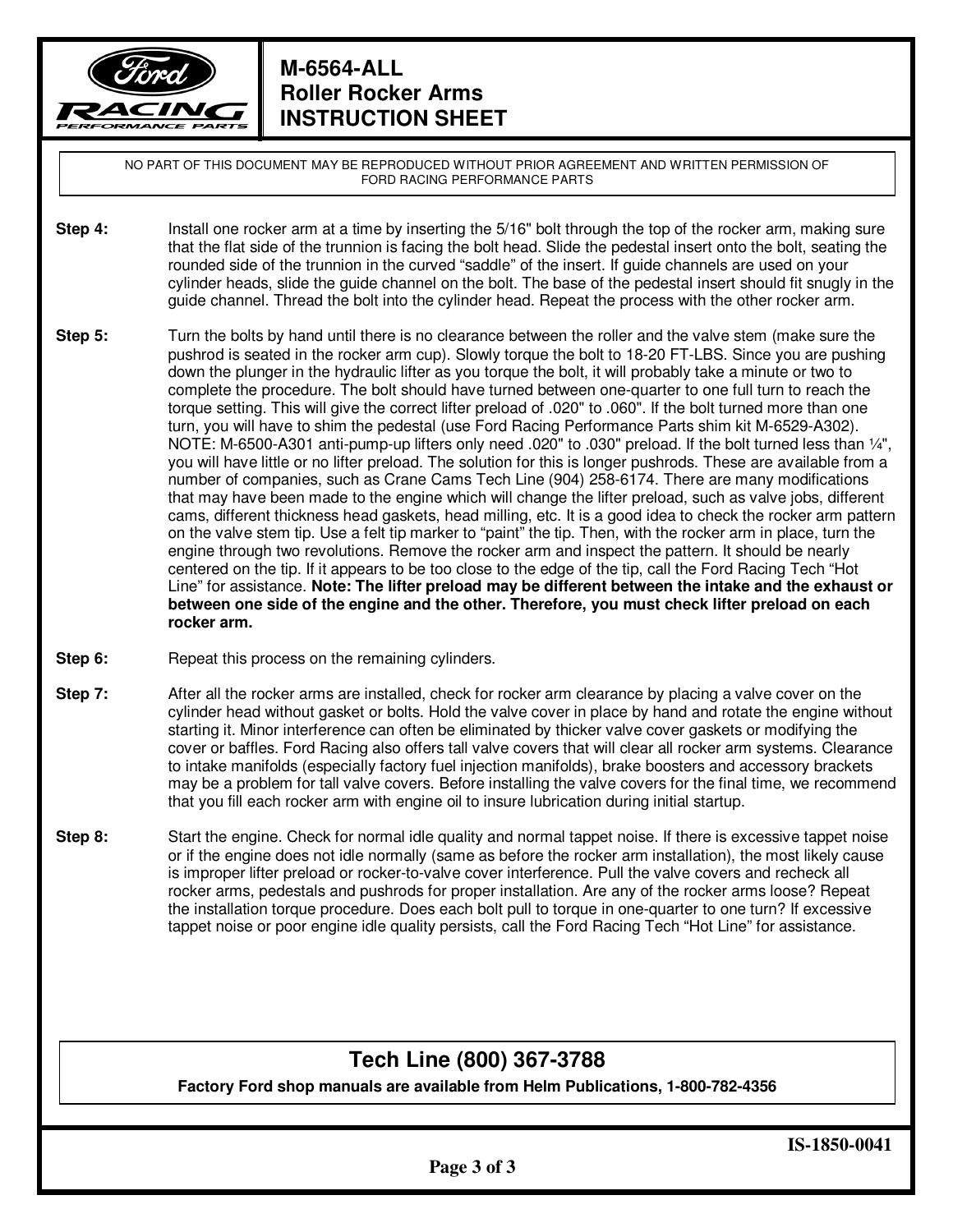# M-6564-ALL
# Roller Rocker Arms
# INSTRUCTION SHEET

NO PART OF THIS DOCUMENT MAY BE REPRODUCED WITHOUT PRIOR AGREEMENT AND WRITTEN PERMISSION OF FORD RACING PERFORMANCE PARTS

**Step 4:** Install one rocker arm at a time by inserting the 5/16" bolt through the top of the rocker arm, making sure that the flat side of the trunnion is facing the bolt head. Slide the pedestal insert onto the bolt, seating the rounded side of the trunnion in the curved "saddle" of the insert. If guide channels are used on your cylinder heads, slide the guide channel on the bolt. The base of the pedestal insert should fit snugly in the guide channel. Thread the bolt into the cylinder head. Repeat the process with the other rocker arm.

**Step 5:** Turn the bolts by hand until there is no clearance between the roller and the valve stem (make sure the pushrod is seated in the rocker arm cup). Slowly torque the bolt to 18-20 FT-LBS. Since you are pushing down the plunger in the hydraulic lifter as you torque the bolt, it will probably take a minute or two to complete the procedure. The bolt should have turned between one-quarter to one full turn to reach the torque setting. This will give the correct lifter preload of .020" to .060". If the bolt turned more than one turn, you will have to shim the pedestal (use Ford Racing Performance Parts shim kit M-6529-A302). NOTE: M-6500-A301 anti-pump-up lifters only need .020" to .030" preload. If the bolt turned less than ¼", you will have little or no lifter preload. The solution for this is longer pushrods. These are available from a number of companies, such as Crane Cams Tech Line (904) 258-6174. There are many modifications that may have been made to the engine which will change the lifter preload, such as valve jobs, different cams, different thickness head gaskets, head milling, etc. It is a good idea to check the rocker arm pattern on the valve stem tip. Use a felt tip marker to "paint" the tip. Then, with the rocker arm in place, turn the engine through two revolutions. Remove the rocker arm and inspect the pattern. It should be nearly centered on the tip. If it appears to be too close to the edge of the tip, call the Ford Racing Tech "Hot Line" for assistance. **Note: The lifter preload may be different between the intake and the exhaust or between one side of the engine and the other. Therefore, you must check lifter preload on each rocker arm.**

**Step 6:** Repeat this process on the remaining cylinders.

**Step 7:** After all the rocker arms are installed, check for rocker arm clearance by placing a valve cover on the cylinder head without gasket or bolts. Hold the valve cover in place by hand and rotate the engine without starting it. Minor interference can often be eliminated by thicker valve cover gaskets or modifying the cover or baffles. Ford Racing also offers tall valve covers that will clear all rocker arm systems. Clearance to intake manifolds (especially factory fuel injection manifolds), brake boosters and accessory brackets may be a problem for tall valve covers. Before installing the valve covers for the final time, we recommend that you fill each rocker arm with engine oil to insure lubrication during initial startup.

**Step 8:** Start the engine. Check for normal idle quality and normal tappet noise. If there is excessive tappet noise or if the engine does not idle normally (same as before the rocker arm installation), the most likely cause is improper lifter preload or rocker-to-valve cover interference. Pull the valve covers and recheck all rocker arms, pedestals and pushrods for proper installation. Are any of the rocker arms loose? Repeat the installation torque procedure. Does each bolt pull to torque in one-quarter to one turn? If excessive tappet noise or poor engine idle quality persists, call the Ford Racing Tech "Hot Line" for assistance.

## Tech Line (800) 367-3788

**Factory Ford shop manuals are available from Helm Publications, 1-800-782-4356**

**IS-1850-0041**